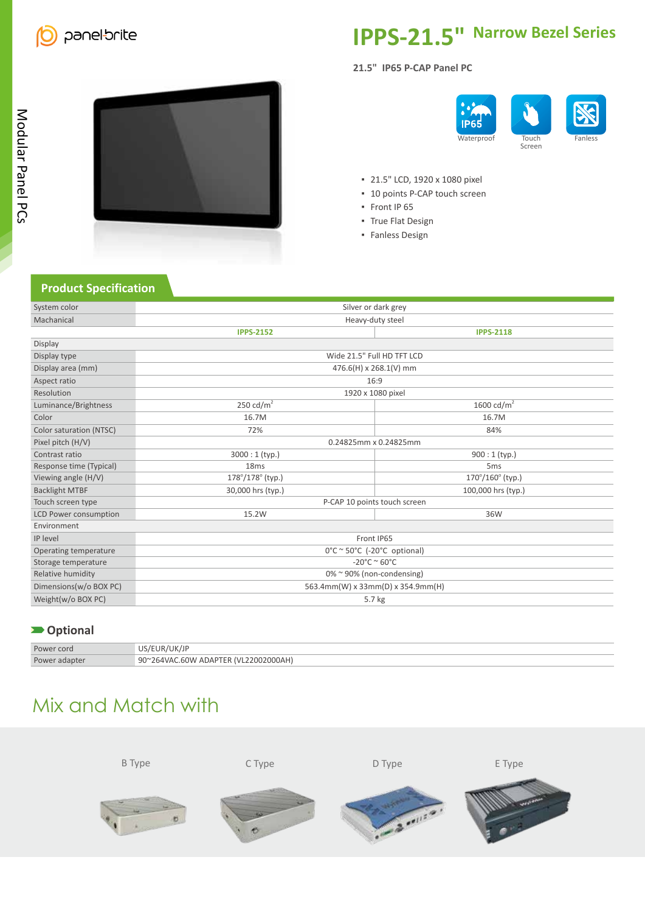panelbrite

Modular Panel PCs

# IPPS-21.5" Narrow Bezel Series

**21.5" IP65 P-CAP Panel PC**

IP65 Waterproof | Touch Screen | Fanless

- 21.5" LCD, 1920 x 1080 pixel
- 10 points P-CAP touch screen
- Front IP 65
- True Flat Design
- Fanless Design

## Product Specification

| | IPPS-2152 | IPPS-2118 |
|---|---|---|
| System color | Silver or dark grey | |
| Machanical | Heavy-duty steel | |
| **Display** | | |
| Display type | Wide 21.5" Full HD TFT LCD | |
| Display area (mm) | 476.6(H) x 268.1(V) mm | |
| Aspect ratio | 16:9 | |
| Resolution | 1920 x 1080 pixel | |
| Luminance/Brightness | 250 cd/m$^2$ | 1600 cd/m$^2$ |
| Color | 16.7M | 16.7M |
| Color saturation (NTSC) | 72% | 84% |
| Pixel pitch (H/V) | 0.24825mm x 0.24825mm | |
| Contrast ratio | 3000 : 1 (typ.) | 900 : 1 (typ.) |
| Response time (Typical) | 18ms | 5ms |
| Viewing angle (H/V) | 178°/178° (typ.) | 170°/160° (typ.) |
| Backlight MTBF | 30,000 hrs (typ.) | 100,000 hrs (typ.) |
| Touch screen type | P-CAP 10 points touch screen | |
| LCD Power consumption | 15.2W | 36W |
| **Environment** | | |
| IP level | Front IP65 | |
| Operating temperature | 0°C ~ 50°C (-20°C optional) | |
| Storage temperature | -20°C ~ 60°C | |
| Relative humidity | 0% ~ 90% (non-condensing) | |
| Dimensions(w/o BOX PC) | 563.4mm(W) x 33mm(D) x 354.9mm(H) | |
| Weight(w/o BOX PC) | 5.7 kg | |

## Optional

| | |
|---|---|
| Power cord | US/EUR/UK/JP |
| Power adapter | 90~264VAC.60W ADAPTER (VL22002000AH) |

## Mix and Match with

B Type | C Type | D Type | E Type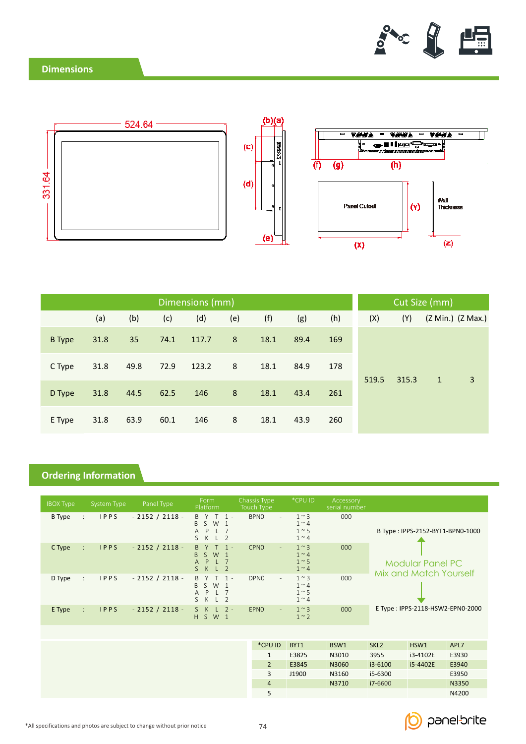## Dimensions

524.64

331.64

(b)(a)

(c)

(d)

(e)

(f) (g) (h)

Panel Cutout

(Y)

(X)

Wall Thickness

(Z)

| | Dimensions (mm) | | | | | | | | Cut Size (mm) | | | |
|---|---|---|---|---|---|---|---|---|---|---|---|---|
| | (a) | (b) | (c) | (d) | (e) | (f) | (g) | (h) | (X) | (Y) | (Z Min.) | (Z Max.) |
| B Type | 31.8 | 35 | 74.1 | 117.7 | 8 | 18.1 | 89.4 | 169 | 519.5 | 315.3 | 1 | 3 |
| C Type | 31.8 | 49.8 | 72.9 | 123.2 | 8 | 18.1 | 84.9 | 178 | | | | |
| D Type | 31.8 | 44.5 | 62.5 | 146 | 8 | 18.1 | 43.4 | 261 | | | | |
| E Type | 31.8 | 63.9 | 60.1 | 146 | 8 | 18.1 | 43.9 | 260 | | | | |

## Ordering Information

| IBOX Type | | System Type | Panel Type | Form Platform | Chassis Type Touch Type | *CPU ID | Accessory serial number |
|---|---|---|---|---|---|---|---|
| B Type | : | IPPS | - 2152 / 2118 - | BYT1 - / BSW1 / APL7 / SKL2 | BPN0 - | 1~3 / 1~4 / 1~5 / 1~4 | 000 |
| C Type | : | IPPS | - 2152 / 2118 - | BYT1 - / BSW1 / APL7 / SKL2 | CPN0 - | 1~3 / 1~4 / 1~5 / 1~4 | 000 |
| D Type | : | IPPS | - 2152 / 2118 - | BYT1 - / BSW1 / APL7 / SKL2 | DPN0 - | 1~3 / 1~4 / 1~5 / 1~4 | 000 |
| E Type | : | IPPS | - 2152 / 2118 - | SKL2 - / HSW1 | EPN0 - | 1~3 / 1~2 | 000 |

B Type : IPPS-2152-BYT1-BPN0-1000

Modular Panel PC
Mix and Match Yourself

E Type : IPPS-2118-HSW2-EPN0-2000

| *CPU ID | BYT1 | BSW1 | SKL2 | HSW1 | APL7 |
|---|---|---|---|---|---|
| 1 | E3825 | N3010 | 3955 | i3-4102E | E3930 |
| 2 | E3845 | N3060 | i3-6100 | i5-4402E | E3940 |
| 3 | J1900 | N3160 | i5-6300 | | E3950 |
| 4 | | N3710 | i7-6600 | | N3350 |
| 5 | | | | | N4200 |

*All specifications and photos are subject to change without prior notice

panelbrite